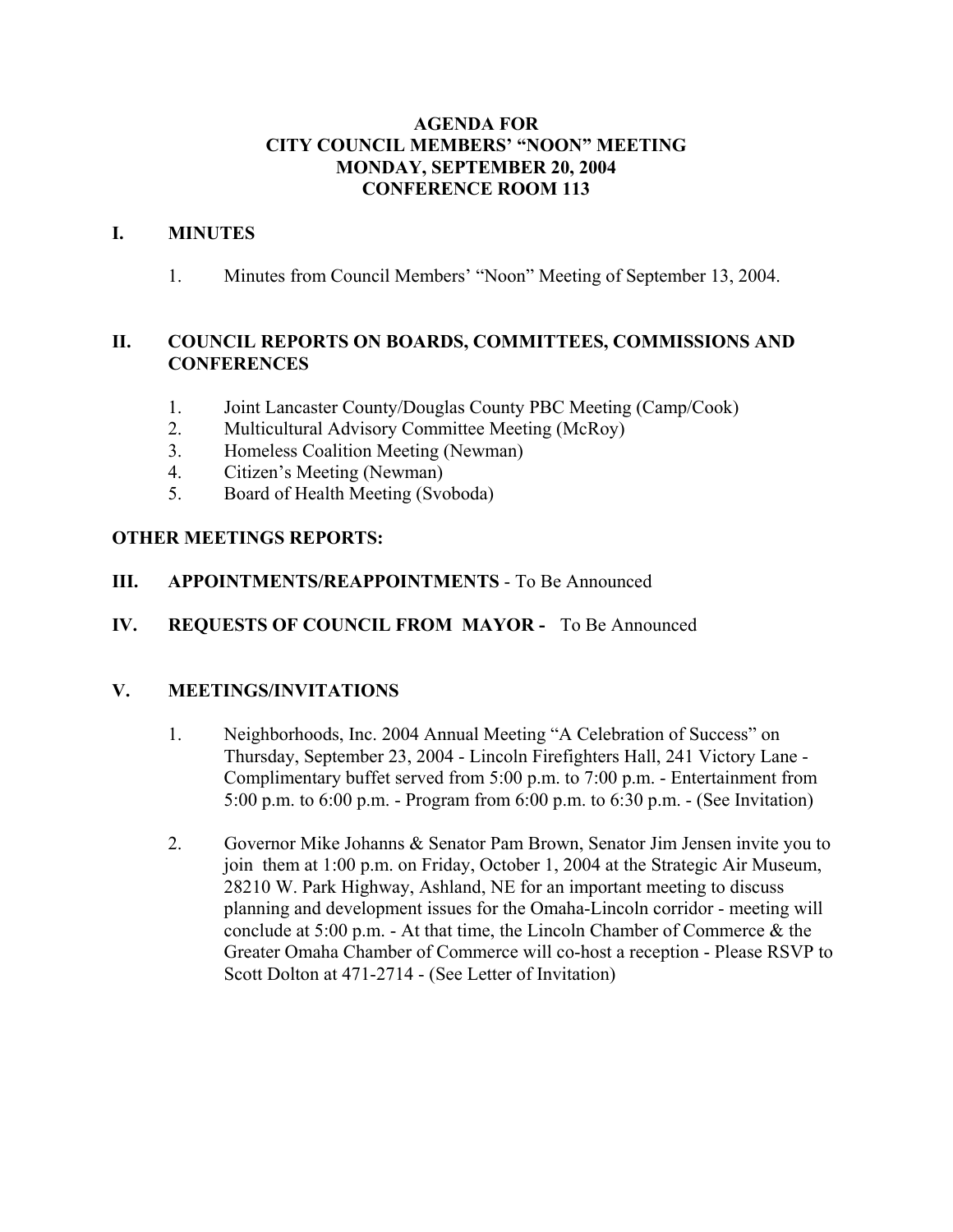# AGENDA FOR
# CITY COUNCIL MEMBERS' "NOON" MEETING
# MONDAY, SEPTEMBER 20, 2004
# CONFERENCE ROOM 113

## I. MINUTES

1. Minutes from Council Members' "Noon" Meeting of September 13, 2004.

## II. COUNCIL REPORTS ON BOARDS, COMMITTEES, COMMISSIONS AND CONFERENCES

1. Joint Lancaster County/Douglas County PBC Meeting (Camp/Cook)
2. Multicultural Advisory Committee Meeting (McRoy)
3. Homeless Coalition Meeting (Newman)
4. Citizen's Meeting (Newman)
5. Board of Health Meeting (Svoboda)

**OTHER MEETINGS REPORTS:**

## III. APPOINTMENTS/REAPPOINTMENTS - To Be Announced

## IV. REQUESTS OF COUNCIL FROM MAYOR - To Be Announced

## V. MEETINGS/INVITATIONS

1. Neighborhoods, Inc. 2004 Annual Meeting "A Celebration of Success" on Thursday, September 23, 2004 - Lincoln Firefighters Hall, 241 Victory Lane - Complimentary buffet served from 5:00 p.m. to 7:00 p.m. - Entertainment from 5:00 p.m. to 6:00 p.m. - Program from 6:00 p.m. to 6:30 p.m. - (See Invitation)

2. Governor Mike Johanns & Senator Pam Brown, Senator Jim Jensen invite you to join them at 1:00 p.m. on Friday, October 1, 2004 at the Strategic Air Museum, 28210 W. Park Highway, Ashland, NE for an important meeting to discuss planning and development issues for the Omaha-Lincoln corridor - meeting will conclude at 5:00 p.m. - At that time, the Lincoln Chamber of Commerce & the Greater Omaha Chamber of Commerce will co-host a reception - Please RSVP to Scott Dolton at 471-2714 - (See Letter of Invitation)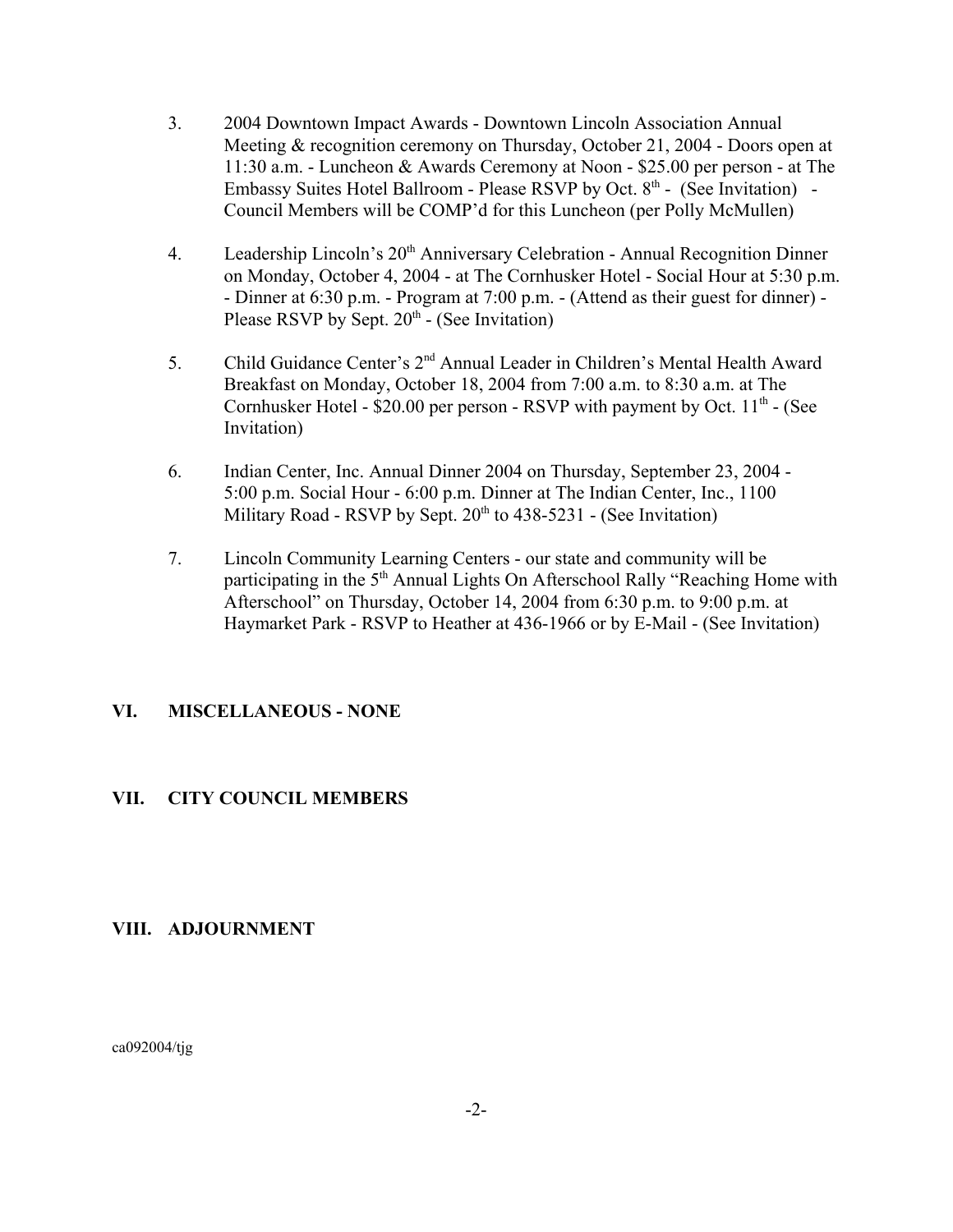3. 2004 Downtown Impact Awards - Downtown Lincoln Association Annual Meeting & recognition ceremony on Thursday, October 21, 2004 - Doors open at 11:30 a.m. - Luncheon & Awards Ceremony at Noon - $25.00 per person - at The Embassy Suites Hotel Ballroom - Please RSVP by Oct. 8th - (See Invitation) - Council Members will be COMP'd for this Luncheon (per Polly McMullen)

4. Leadership Lincoln's 20th Anniversary Celebration - Annual Recognition Dinner on Monday, October 4, 2004 - at The Cornhusker Hotel - Social Hour at 5:30 p.m. - Dinner at 6:30 p.m. - Program at 7:00 p.m. - (Attend as their guest for dinner) - Please RSVP by Sept. 20th - (See Invitation)

5. Child Guidance Center's 2nd Annual Leader in Children's Mental Health Award Breakfast on Monday, October 18, 2004 from 7:00 a.m. to 8:30 a.m. at The Cornhusker Hotel - $20.00 per person - RSVP with payment by Oct. 11th - (See Invitation)

6. Indian Center, Inc. Annual Dinner 2004 on Thursday, September 23, 2004 - 5:00 p.m. Social Hour - 6:00 p.m. Dinner at The Indian Center, Inc., 1100 Military Road - RSVP by Sept. 20th to 438-5231 - (See Invitation)

7. Lincoln Community Learning Centers - our state and community will be participating in the 5th Annual Lights On Afterschool Rally "Reaching Home with Afterschool" on Thursday, October 14, 2004 from 6:30 p.m. to 9:00 p.m. at Haymarket Park - RSVP to Heather at 436-1966 or by E-Mail - (See Invitation)

## VI. MISCELLANEOUS - NONE

## VII. CITY COUNCIL MEMBERS

## VIII. ADJOURNMENT

ca092004/tjg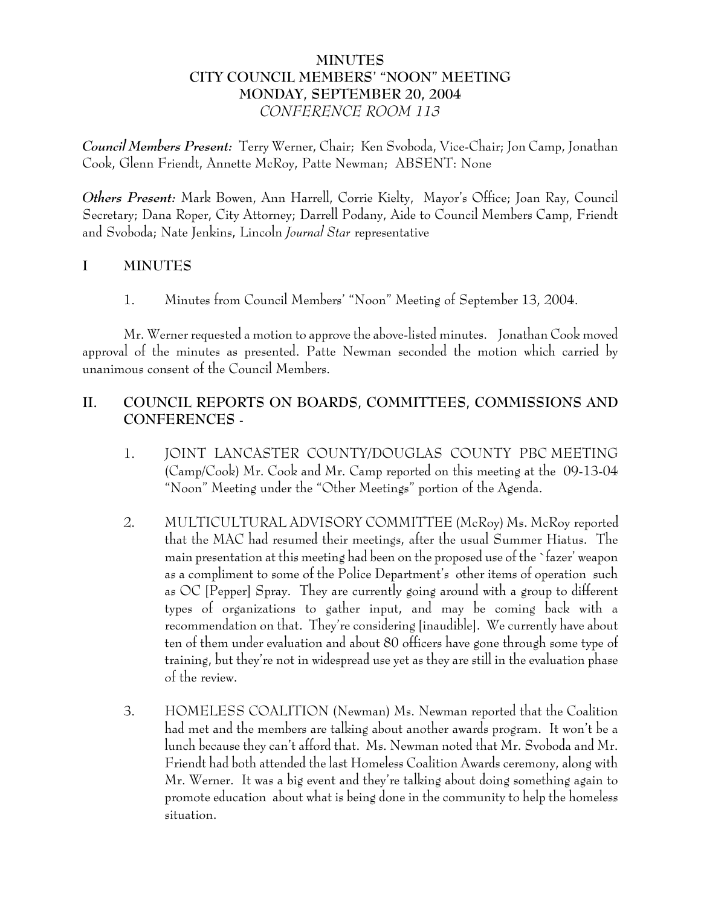# MINUTES
# CITY COUNCIL MEMBERS' "NOON" MEETING
# MONDAY, SEPTEMBER 20, 2004
# *CONFERENCE ROOM 113*

***Council Members Present:*** Terry Werner, Chair; Ken Svoboda, Vice-Chair; Jon Camp, Jonathan Cook, Glenn Friendt, Annette McRoy, Patte Newman; ABSENT: None

***Others Present:*** Mark Bowen, Ann Harrell, Corrie Kielty, Mayor's Office; Joan Ray, Council Secretary; Dana Roper, City Attorney; Darrell Podany, Aide to Council Members Camp, Friendt and Svoboda; Nate Jenkins, Lincoln *Journal Star* representative

## I MINUTES

1. Minutes from Council Members' "Noon" Meeting of September 13, 2004.

Mr. Werner requested a motion to approve the above-listed minutes. Jonathan Cook moved approval of the minutes as presented. Patte Newman seconded the motion which carried by unanimous consent of the Council Members.

## II. COUNCIL REPORTS ON BOARDS, COMMITTEES, COMMISSIONS AND CONFERENCES -

1. JOINT LANCASTER COUNTY/DOUGLAS COUNTY PBC MEETING (Camp/Cook) Mr. Cook and Mr. Camp reported on this meeting at the 09-13-04 "Noon" Meeting under the "Other Meetings" portion of the Agenda.

2. MULTICULTURAL ADVISORY COMMITTEE (McRoy) Ms. McRoy reported that the MAC had resumed their meetings, after the usual Summer Hiatus. The main presentation at this meeting had been on the proposed use of the `fazer' weapon as a compliment to some of the Police Department's other items of operation such as OC [Pepper] Spray. They are currently going around with a group to different types of organizations to gather input, and may be coming back with a recommendation on that. They're considering [inaudible]. We currently have about ten of them under evaluation and about 80 officers have gone through some type of training, but they're not in widespread use yet as they are still in the evaluation phase of the review.

3. HOMELESS COALITION (Newman) Ms. Newman reported that the Coalition had met and the members are talking about another awards program. It won't be a lunch because they can't afford that. Ms. Newman noted that Mr. Svoboda and Mr. Friendt had both attended the last Homeless Coalition Awards ceremony, along with Mr. Werner. It was a big event and they're talking about doing something again to promote education about what is being done in the community to help the homeless situation.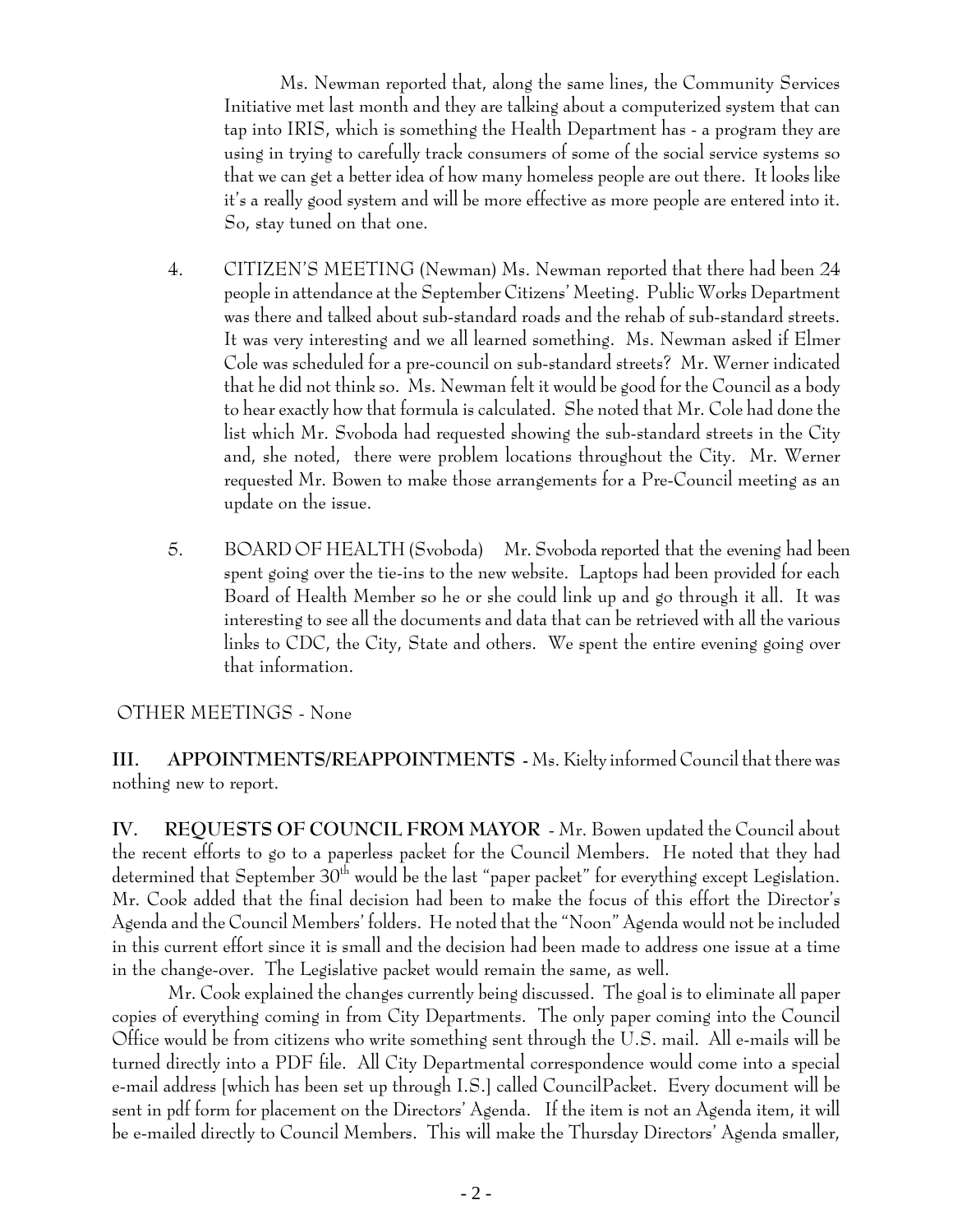Ms. Newman reported that, along the same lines, the Community Services Initiative met last month and they are talking about a computerized system that can tap into IRIS, which is something the Health Department has - a program they are using in trying to carefully track consumers of some of the social service systems so that we can get a better idea of how many homeless people are out there. It looks like it's a really good system and will be more effective as more people are entered into it. So, stay tuned on that one.

4. CITIZEN'S MEETING (Newman) Ms. Newman reported that there had been 24 people in attendance at the September Citizens' Meeting. Public Works Department was there and talked about sub-standard roads and the rehab of sub-standard streets. It was very interesting and we all learned something. Ms. Newman asked if Elmer Cole was scheduled for a pre-council on sub-standard streets? Mr. Werner indicated that he did not think so. Ms. Newman felt it would be good for the Council as a body to hear exactly how that formula is calculated. She noted that Mr. Cole had done the list which Mr. Svoboda had requested showing the sub-standard streets in the City and, she noted, there were problem locations throughout the City. Mr. Werner requested Mr. Bowen to make those arrangements for a Pre-Council meeting as an update on the issue.

5. BOARD OF HEALTH (Svoboda) Mr. Svoboda reported that the evening had been spent going over the tie-ins to the new website. Laptops had been provided for each Board of Health Member so he or she could link up and go through it all. It was interesting to see all the documents and data that can be retrieved with all the various links to CDC, the City, State and others. We spent the entire evening going over that information.

OTHER MEETINGS - None

**III. APPOINTMENTS/REAPPOINTMENTS** - Ms. Kielty informed Council that there was nothing new to report.

**IV. REQUESTS OF COUNCIL FROM MAYOR** - Mr. Bowen updated the Council about the recent efforts to go to a paperless packet for the Council Members. He noted that they had determined that September 30th would be the last "paper packet" for everything except Legislation. Mr. Cook added that the final decision had been to make the focus of this effort the Director's Agenda and the Council Members' folders. He noted that the "Noon" Agenda would not be included in this current effort since it is small and the decision had been made to address one issue at a time in the change-over. The Legislative packet would remain the same, as well.

Mr. Cook explained the changes currently being discussed. The goal is to eliminate all paper copies of everything coming in from City Departments. The only paper coming into the Council Office would be from citizens who write something sent through the U.S. mail. All e-mails will be turned directly into a PDF file. All City Departmental correspondence would come into a special e-mail address [which has been set up through I.S.] called CouncilPacket. Every document will be sent in pdf form for placement on the Directors' Agenda. If the item is not an Agenda item, it will be e-mailed directly to Council Members. This will make the Thursday Directors' Agenda smaller,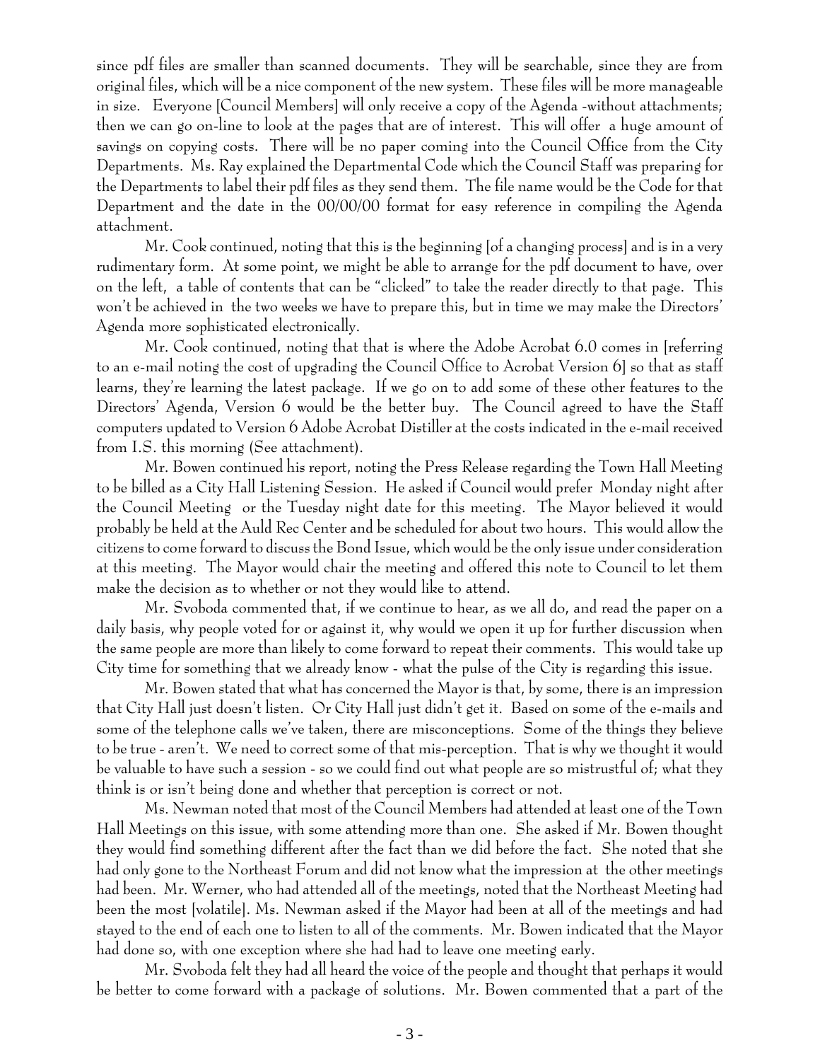since pdf files are smaller than scanned documents. They will be searchable, since they are from original files, which will be a nice component of the new system. These files will be more manageable in size. Everyone [Council Members] will only receive a copy of the Agenda -without attachments; then we can go on-line to look at the pages that are of interest. This will offer a huge amount of savings on copying costs. There will be no paper coming into the Council Office from the City Departments. Ms. Ray explained the Departmental Code which the Council Staff was preparing for the Departments to label their pdf files as they send them. The file name would be the Code for that Department and the date in the 00/00/00 format for easy reference in compiling the Agenda attachment.

Mr. Cook continued, noting that this is the beginning [of a changing process] and is in a very rudimentary form. At some point, we might be able to arrange for the pdf document to have, over on the left, a table of contents that can be "clicked" to take the reader directly to that page. This won't be achieved in the two weeks we have to prepare this, but in time we may make the Directors' Agenda more sophisticated electronically.

Mr. Cook continued, noting that that is where the Adobe Acrobat 6.0 comes in [referring to an e-mail noting the cost of upgrading the Council Office to Acrobat Version 6] so that as staff learns, they're learning the latest package. If we go on to add some of these other features to the Directors' Agenda, Version 6 would be the better buy. The Council agreed to have the Staff computers updated to Version 6 Adobe Acrobat Distiller at the costs indicated in the e-mail received from I.S. this morning (See attachment).

Mr. Bowen continued his report, noting the Press Release regarding the Town Hall Meeting to be billed as a City Hall Listening Session. He asked if Council would prefer Monday night after the Council Meeting or the Tuesday night date for this meeting. The Mayor believed it would probably be held at the Auld Rec Center and be scheduled for about two hours. This would allow the citizens to come forward to discuss the Bond Issue, which would be the only issue under consideration at this meeting. The Mayor would chair the meeting and offered this note to Council to let them make the decision as to whether or not they would like to attend.

Mr. Svoboda commented that, if we continue to hear, as we all do, and read the paper on a daily basis, why people voted for or against it, why would we open it up for further discussion when the same people are more than likely to come forward to repeat their comments. This would take up City time for something that we already know - what the pulse of the City is regarding this issue.

Mr. Bowen stated that what has concerned the Mayor is that, by some, there is an impression that City Hall just doesn't listen. Or City Hall just didn't get it. Based on some of the e-mails and some of the telephone calls we've taken, there are misconceptions. Some of the things they believe to be true - aren't. We need to correct some of that mis-perception. That is why we thought it would be valuable to have such a session - so we could find out what people are so mistrustful of; what they think is or isn't being done and whether that perception is correct or not.

Ms. Newman noted that most of the Council Members had attended at least one of the Town Hall Meetings on this issue, with some attending more than one. She asked if Mr. Bowen thought they would find something different after the fact than we did before the fact. She noted that she had only gone to the Northeast Forum and did not know what the impression at the other meetings had been. Mr. Werner, who had attended all of the meetings, noted that the Northeast Meeting had been the most [volatile]. Ms. Newman asked if the Mayor had been at all of the meetings and had stayed to the end of each one to listen to all of the comments. Mr. Bowen indicated that the Mayor had done so, with one exception where she had had to leave one meeting early.

Mr. Svoboda felt they had all heard the voice of the people and thought that perhaps it would be better to come forward with a package of solutions. Mr. Bowen commented that a part of the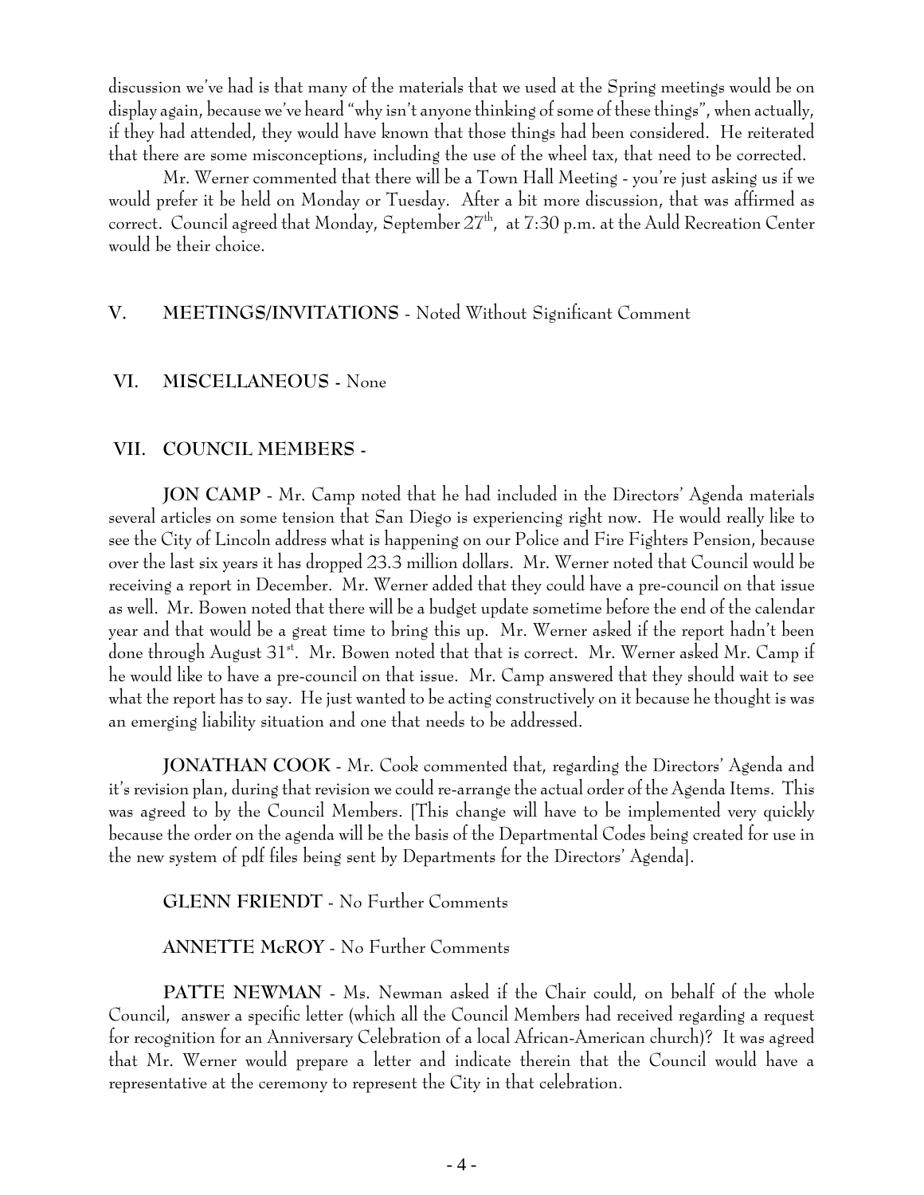discussion we've had is that many of the materials that we used at the Spring meetings would be on display again, because we've heard "why isn't anyone thinking of some of these things", when actually, if they had attended, they would have known that those things had been considered. He reiterated that there are some misconceptions, including the use of the wheel tax, that need to be corrected.

Mr. Werner commented that there will be a Town Hall Meeting - you're just asking us if we would prefer it be held on Monday or Tuesday. After a bit more discussion, that was affirmed as correct. Council agreed that Monday, September 27th, at 7:30 p.m. at the Auld Recreation Center would be their choice.

**V. MEETINGS/INVITATIONS** - Noted Without Significant Comment

**VI. MISCELLANEOUS** - None

**VII. COUNCIL MEMBERS** -

**JON CAMP** - Mr. Camp noted that he had included in the Directors' Agenda materials several articles on some tension that San Diego is experiencing right now. He would really like to see the City of Lincoln address what is happening on our Police and Fire Fighters Pension, because over the last six years it has dropped 23.3 million dollars. Mr. Werner noted that Council would be receiving a report in December. Mr. Werner added that they could have a pre-council on that issue as well. Mr. Bowen noted that there will be a budget update sometime before the end of the calendar year and that would be a great time to bring this up. Mr. Werner asked if the report hadn't been done through August 31st. Mr. Bowen noted that that is correct. Mr. Werner asked Mr. Camp if he would like to have a pre-council on that issue. Mr. Camp answered that they should wait to see what the report has to say. He just wanted to be acting constructively on it because he thought is was an emerging liability situation and one that needs to be addressed.

**JONATHAN COOK** - Mr. Cook commented that, regarding the Directors' Agenda and it's revision plan, during that revision we could re-arrange the actual order of the Agenda Items. This was agreed to by the Council Members. [This change will have to be implemented very quickly because the order on the agenda will be the basis of the Departmental Codes being created for use in the new system of pdf files being sent by Departments for the Directors' Agenda].

**GLENN FRIENDT** - No Further Comments

**ANNETTE McROY** - No Further Comments

**PATTE NEWMAN** - Ms. Newman asked if the Chair could, on behalf of the whole Council, answer a specific letter (which all the Council Members had received regarding a request for recognition for an Anniversary Celebration of a local African-American church)? It was agreed that Mr. Werner would prepare a letter and indicate therein that the Council would have a representative at the ceremony to represent the City in that celebration.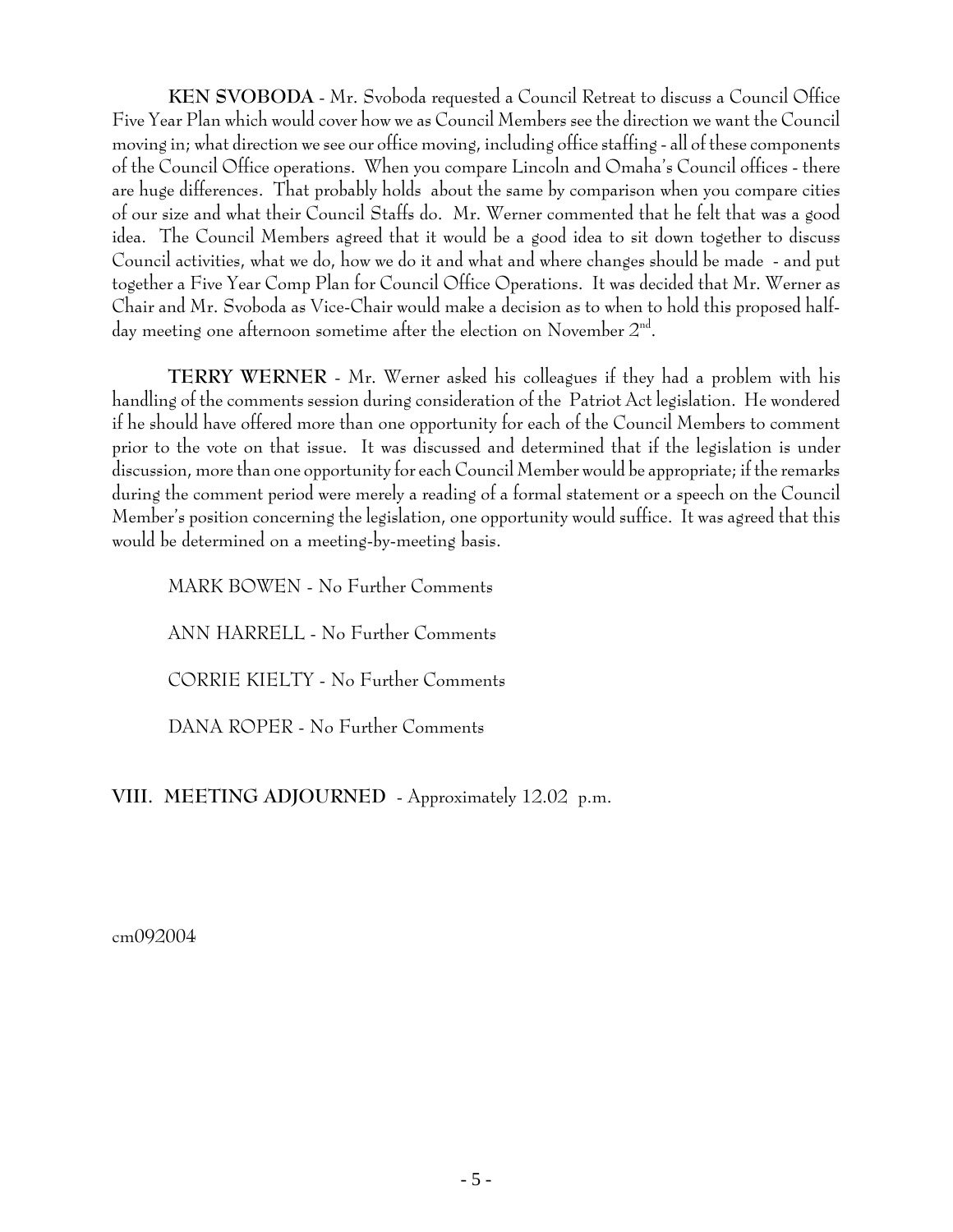**KEN SVOBODA** - Mr. Svoboda requested a Council Retreat to discuss a Council Office Five Year Plan which would cover how we as Council Members see the direction we want the Council moving in; what direction we see our office moving, including office staffing - all of these components of the Council Office operations. When you compare Lincoln and Omaha's Council offices - there are huge differences. That probably holds about the same by comparison when you compare cities of our size and what their Council Staffs do. Mr. Werner commented that he felt that was a good idea. The Council Members agreed that it would be a good idea to sit down together to discuss Council activities, what we do, how we do it and what and where changes should be made - and put together a Five Year Comp Plan for Council Office Operations. It was decided that Mr. Werner as Chair and Mr. Svoboda as Vice-Chair would make a decision as to when to hold this proposed half-day meeting one afternoon sometime after the election on November 2nd.

**TERRY WERNER** - Mr. Werner asked his colleagues if they had a problem with his handling of the comments session during consideration of the Patriot Act legislation. He wondered if he should have offered more than one opportunity for each of the Council Members to comment prior to the vote on that issue. It was discussed and determined that if the legislation is under discussion, more than one opportunity for each Council Member would be appropriate; if the remarks during the comment period were merely a reading of a formal statement or a speech on the Council Member's position concerning the legislation, one opportunity would suffice. It was agreed that this would be determined on a meeting-by-meeting basis.

MARK BOWEN - No Further Comments

ANN HARRELL - No Further Comments

CORRIE KIELTY - No Further Comments

DANA ROPER - No Further Comments

**VIII. MEETING ADJOURNED** - Approximately 12.02 p.m.

cm092004